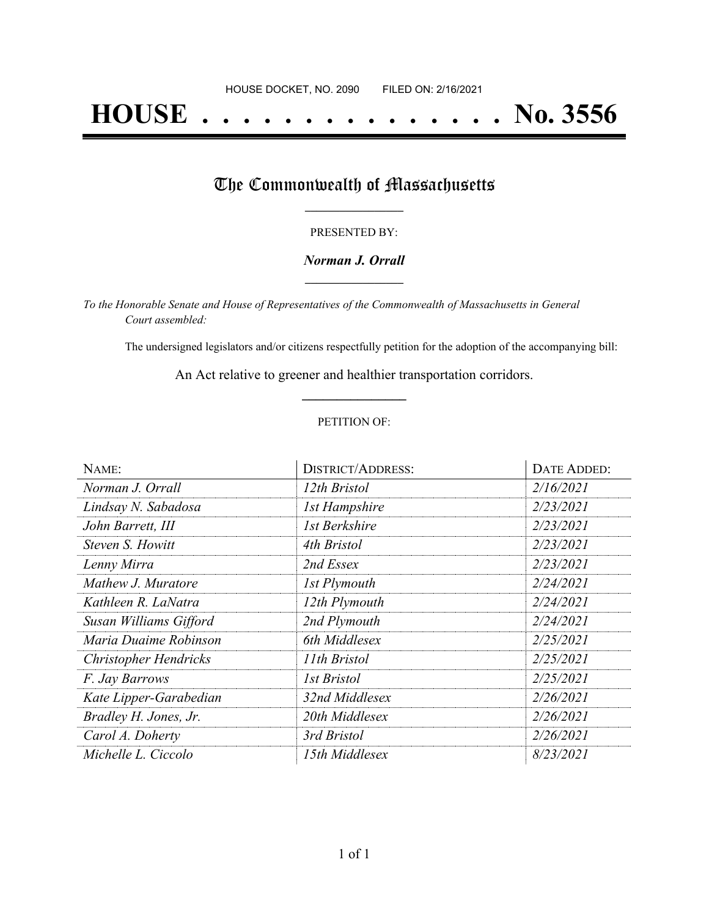HOUSE DOCKET, NO. 2090        FILED ON: 2/16/2021

# HOUSE . . . . . . . . . . . . . . . No. 3556

## The Commonwealth of Massachusetts

PRESENTED BY:

***Norman J. Orrall***

*To the Honorable Senate and House of Representatives of the Commonwealth of Massachusetts in General Court assembled:*

The undersigned legislators and/or citizens respectfully petition for the adoption of the accompanying bill:

An Act relative to greener and healthier transportation corridors.

PETITION OF:

| NAME: | DISTRICT/ADDRESS: | DATE ADDED: |
|---|---|---|
| *Norman J. Orrall* | *12th Bristol* | *2/16/2021* |
| *Lindsay N. Sabadosa* | *1st Hampshire* | *2/23/2021* |
| *John Barrett, III* | *1st Berkshire* | *2/23/2021* |
| *Steven S. Howitt* | *4th Bristol* | *2/23/2021* |
| *Lenny Mirra* | *2nd Essex* | *2/23/2021* |
| *Mathew J. Muratore* | *1st Plymouth* | *2/24/2021* |
| *Kathleen R. LaNatra* | *12th Plymouth* | *2/24/2021* |
| *Susan Williams Gifford* | *2nd Plymouth* | *2/24/2021* |
| *Maria Duaime Robinson* | *6th Middlesex* | *2/25/2021* |
| *Christopher Hendricks* | *11th Bristol* | *2/25/2021* |
| *F. Jay Barrows* | *1st Bristol* | *2/25/2021* |
| *Kate Lipper-Garabedian* | *32nd Middlesex* | *2/26/2021* |
| *Bradley H. Jones, Jr.* | *20th Middlesex* | *2/26/2021* |
| *Carol A. Doherty* | *3rd Bristol* | *2/26/2021* |
| *Michelle L. Ciccolo* | *15th Middlesex* | *8/23/2021* |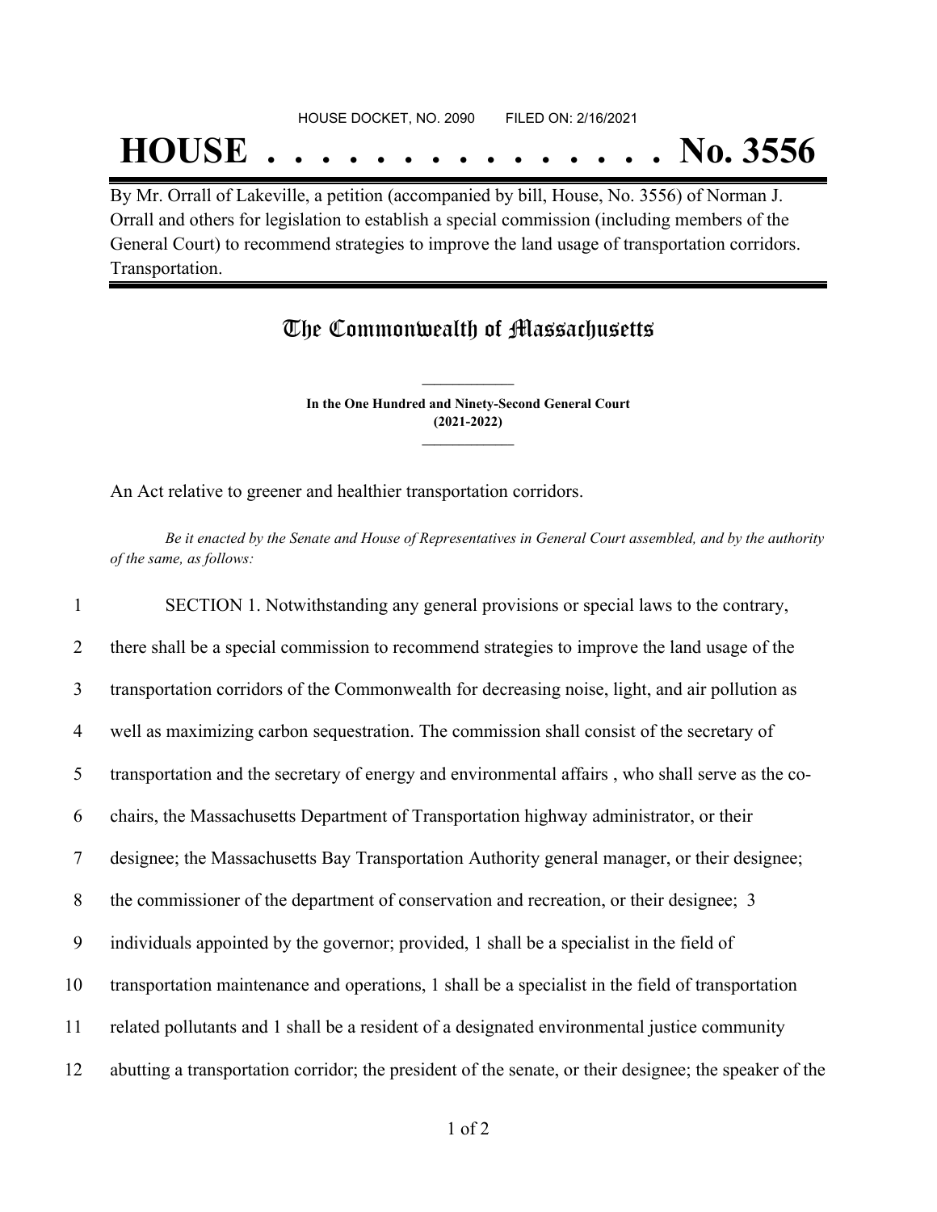HOUSE DOCKET, NO. 2090 FILED ON: 2/16/2021

# HOUSE . . . . . . . . . . . . . . . No. 3556

By Mr. Orrall of Lakeville, a petition (accompanied by bill, House, No. 3556) of Norman J. Orrall and others for legislation to establish a special commission (including members of the General Court) to recommend strategies to improve the land usage of transportation corridors. Transportation.

## The Commonwealth of Massachusetts

**In the One Hundred and Ninety-Second General Court (2021-2022)**

An Act relative to greener and healthier transportation corridors.

*Be it enacted by the Senate and House of Representatives in General Court assembled, and by the authority of the same, as follows:*

1 SECTION 1. Notwithstanding any general provisions or special laws to the contrary,
2 there shall be a special commission to recommend strategies to improve the land usage of the
3 transportation corridors of the Commonwealth for decreasing noise, light, and air pollution as
4 well as maximizing carbon sequestration. The commission shall consist of the secretary of
5 transportation and the secretary of energy and environmental affairs , who shall serve as the co-
6 chairs, the Massachusetts Department of Transportation highway administrator, or their
7 designee; the Massachusetts Bay Transportation Authority general manager, or their designee;
8 the commissioner of the department of conservation and recreation, or their designee; 3
9 individuals appointed by the governor; provided, 1 shall be a specialist in the field of
10 transportation maintenance and operations, 1 shall be a specialist in the field of transportation
11 related pollutants and 1 shall be a resident of a designated environmental justice community
12 abutting a transportation corridor; the president of the senate, or their designee; the speaker of the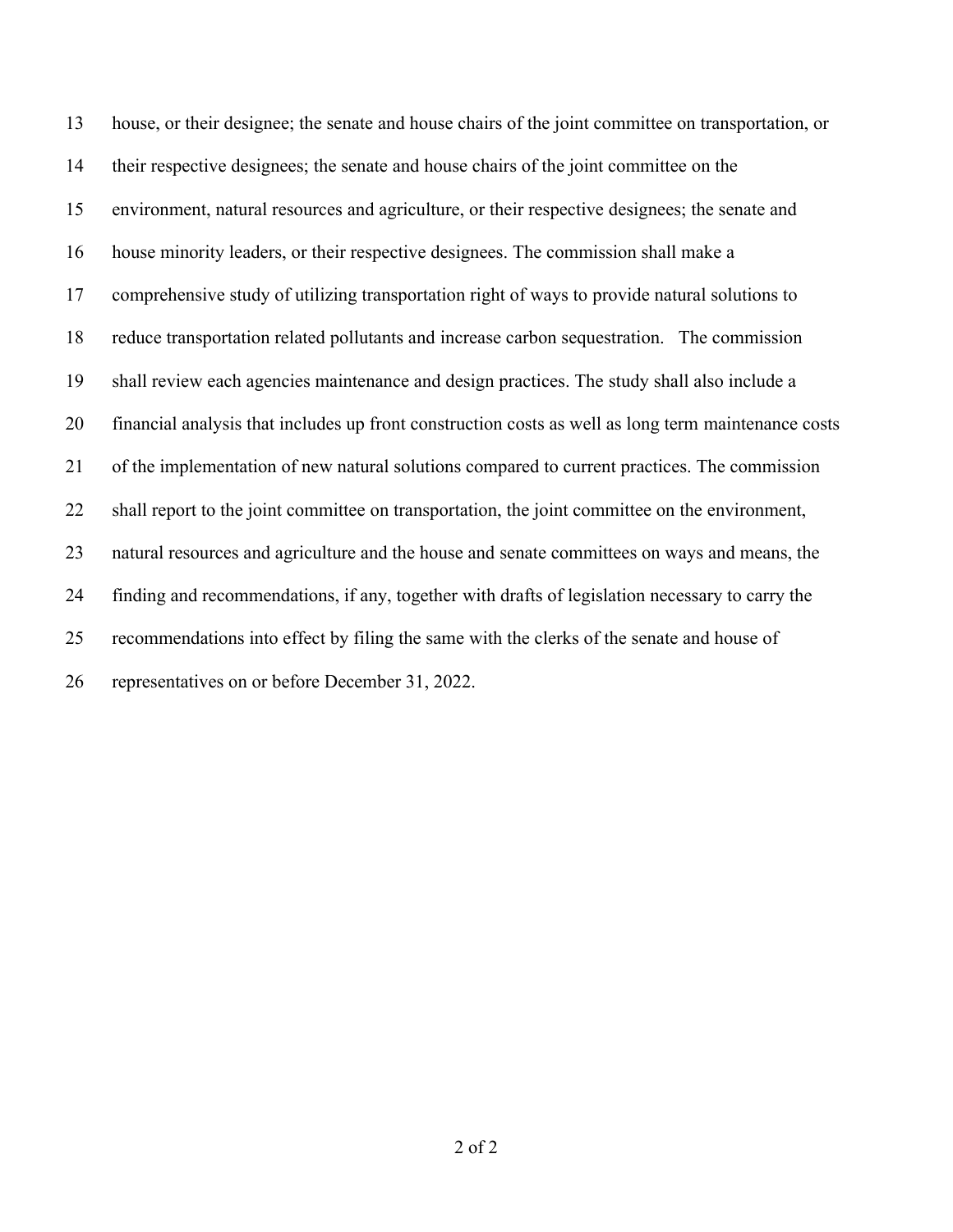house, or their designee; the senate and house chairs of the joint committee on transportation, or their respective designees; the senate and house chairs of the joint committee on the environment, natural resources and agriculture, or their respective designees; the senate and house minority leaders, or their respective designees. The commission shall make a comprehensive study of utilizing transportation right of ways to provide natural solutions to reduce transportation related pollutants and increase carbon sequestration. The commission shall review each agencies maintenance and design practices. The study shall also include a financial analysis that includes up front construction costs as well as long term maintenance costs of the implementation of new natural solutions compared to current practices. The commission shall report to the joint committee on transportation, the joint committee on the environment, natural resources and agriculture and the house and senate committees on ways and means, the finding and recommendations, if any, together with drafts of legislation necessary to carry the recommendations into effect by filing the same with the clerks of the senate and house of representatives on or before December 31, 2022.